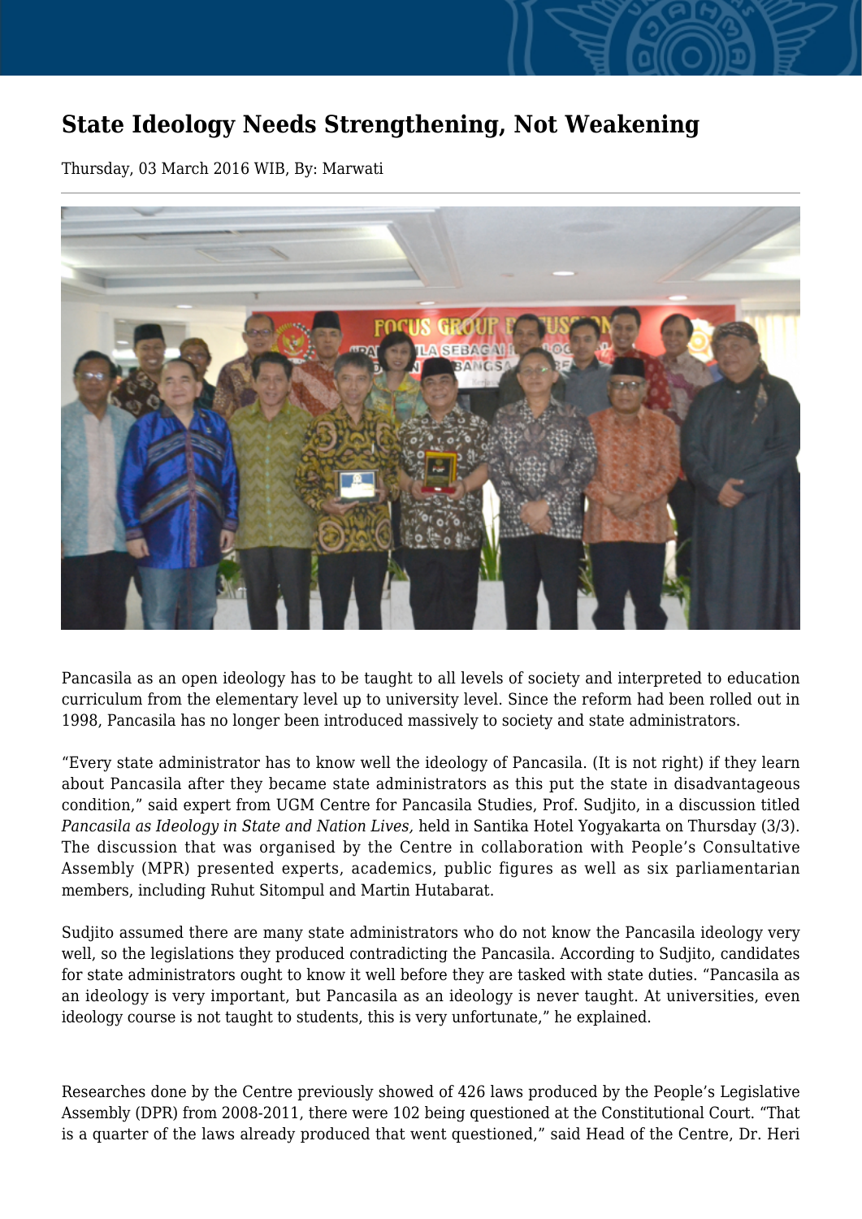# State Ideology Needs Strengthening, Not Weakening

Thursday, 03 March 2016 WIB, By: Marwati

Pancasila as an open ideology has to be taught to all levels of society and interpreted to education curriculum from the elementary level up to university level. Since the reform had been rolled out in 1998, Pancasila has no longer been introduced massively to society and state administrators.

"Every state administrator has to know well the ideology of Pancasila. (It is not right) if they learn about Pancasila after they became state administrators as this put the state in disadvantageous condition," said expert from UGM Centre for Pancasila Studies, Prof. Sudjito, in a discussion titled *Pancasila as Ideology in State and Nation Lives,* held in Santika Hotel Yogyakarta on Thursday (3/3). The discussion that was organised by the Centre in collaboration with People's Consultative Assembly (MPR) presented experts, academics, public figures as well as six parliamentarian members, including Ruhut Sitompul and Martin Hutabarat.

Sudjito assumed there are many state administrators who do not know the Pancasila ideology very well, so the legislations they produced contradicting the Pancasila. According to Sudjito, candidates for state administrators ought to know it well before they are tasked with state duties. "Pancasila as an ideology is very important, but Pancasila as an ideology is never taught. At universities, even ideology course is not taught to students, this is very unfortunate," he explained.

Researches done by the Centre previously showed of 426 laws produced by the People's Legislative Assembly (DPR) from 2008-2011, there were 102 being questioned at the Constitutional Court. "That is a quarter of the laws already produced that went questioned," said Head of the Centre, Dr. Heri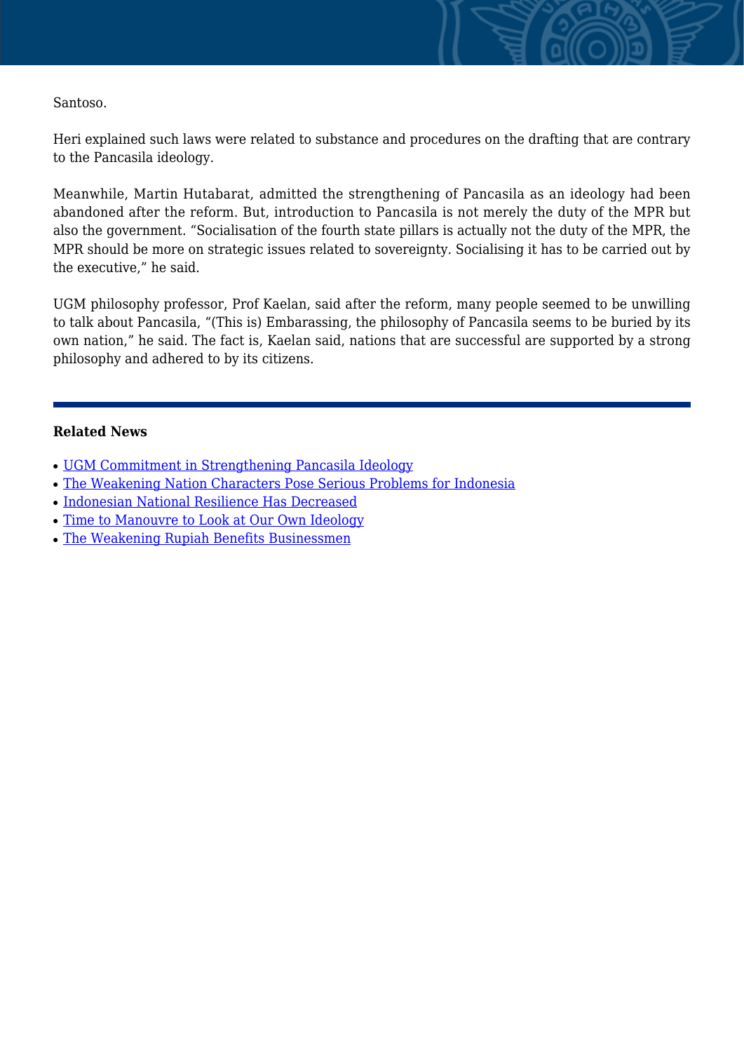Santoso.

Heri explained such laws were related to substance and procedures on the drafting that are contrary to the Pancasila ideology.

Meanwhile, Martin Hutabarat, admitted the strengthening of Pancasila as an ideology had been abandoned after the reform. But, introduction to Pancasila is not merely the duty of the MPR but also the government. "Socialisation of the fourth state pillars is actually not the duty of the MPR, the MPR should be more on strategic issues related to sovereignty. Socialising it has to be carried out by the executive," he said.

UGM philosophy professor, Prof Kaelan, said after the reform, many people seemed to be unwilling to talk about Pancasila, "(This is) Embarassing, the philosophy of Pancasila seems to be buried by its own nation," he said. The fact is, Kaelan said, nations that are successful are supported by a strong philosophy and adhered to by its citizens.

---

**Related News**

- UGM Commitment in Strengthening Pancasila Ideology
- The Weakening Nation Characters Pose Serious Problems for Indonesia
- Indonesian National Resilience Has Decreased
- Time to Manouvre to Look at Our Own Ideology
- The Weakening Rupiah Benefits Businessmen